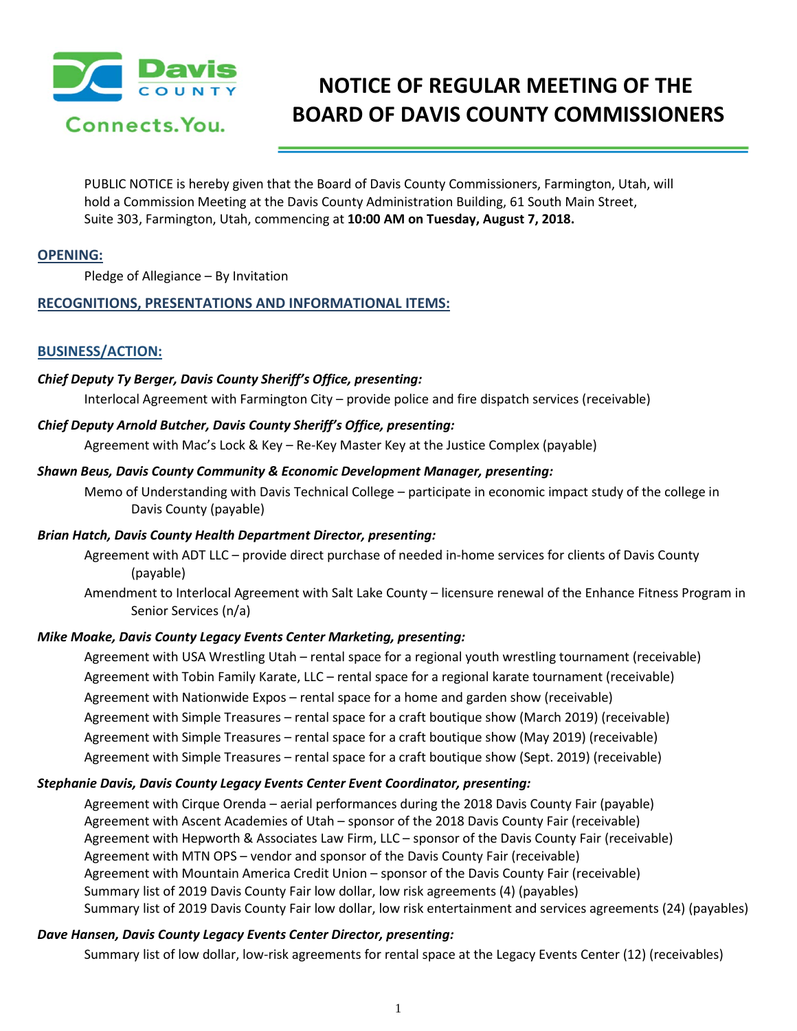# NOTICE OF REGULAR MEETING OF THE BOARD OF DAVIS COUNTY COMMISSIONERS

PUBLIC NOTICE is hereby given that the Board of Davis County Commissioners, Farmington, Utah, will hold a Commission Meeting at the Davis County Administration Building, 61 South Main Street, Suite 303, Farmington, Utah, commencing at **10:00 AM on Tuesday, August 7, 2018.**

## OPENING:

Pledge of Allegiance – By Invitation

## RECOGNITIONS, PRESENTATIONS AND INFORMATIONAL ITEMS:

## BUSINESS/ACTION:

***Chief Deputy Ty Berger, Davis County Sheriff's Office, presenting:***

Interlocal Agreement with Farmington City – provide police and fire dispatch services (receivable)

***Chief Deputy Arnold Butcher, Davis County Sheriff's Office, presenting:***

Agreement with Mac's Lock & Key – Re-Key Master Key at the Justice Complex (payable)

***Shawn Beus, Davis County Community & Economic Development Manager, presenting:***

Memo of Understanding with Davis Technical College – participate in economic impact study of the college in Davis County (payable)

***Brian Hatch, Davis County Health Department Director, presenting:***

Agreement with ADT LLC – provide direct purchase of needed in-home services for clients of Davis County (payable)

Amendment to Interlocal Agreement with Salt Lake County – licensure renewal of the Enhance Fitness Program in Senior Services (n/a)

***Mike Moake, Davis County Legacy Events Center Marketing, presenting:***

Agreement with USA Wrestling Utah – rental space for a regional youth wrestling tournament (receivable)

Agreement with Tobin Family Karate, LLC – rental space for a regional karate tournament (receivable)

Agreement with Nationwide Expos – rental space for a home and garden show (receivable)

Agreement with Simple Treasures – rental space for a craft boutique show (March 2019) (receivable)

Agreement with Simple Treasures – rental space for a craft boutique show (May 2019) (receivable)

Agreement with Simple Treasures – rental space for a craft boutique show (Sept. 2019) (receivable)

***Stephanie Davis, Davis County Legacy Events Center Event Coordinator, presenting:***

Agreement with Cirque Orenda – aerial performances during the 2018 Davis County Fair (payable)

Agreement with Ascent Academies of Utah – sponsor of the 2018 Davis County Fair (receivable)

Agreement with Hepworth & Associates Law Firm, LLC – sponsor of the Davis County Fair (receivable)

Agreement with MTN OPS – vendor and sponsor of the Davis County Fair (receivable)

Agreement with Mountain America Credit Union – sponsor of the Davis County Fair (receivable)

Summary list of 2019 Davis County Fair low dollar, low risk agreements (4) (payables)

Summary list of 2019 Davis County Fair low dollar, low risk entertainment and services agreements (24) (payables)

***Dave Hansen, Davis County Legacy Events Center Director, presenting:***

Summary list of low dollar, low-risk agreements for rental space at the Legacy Events Center (12) (receivables)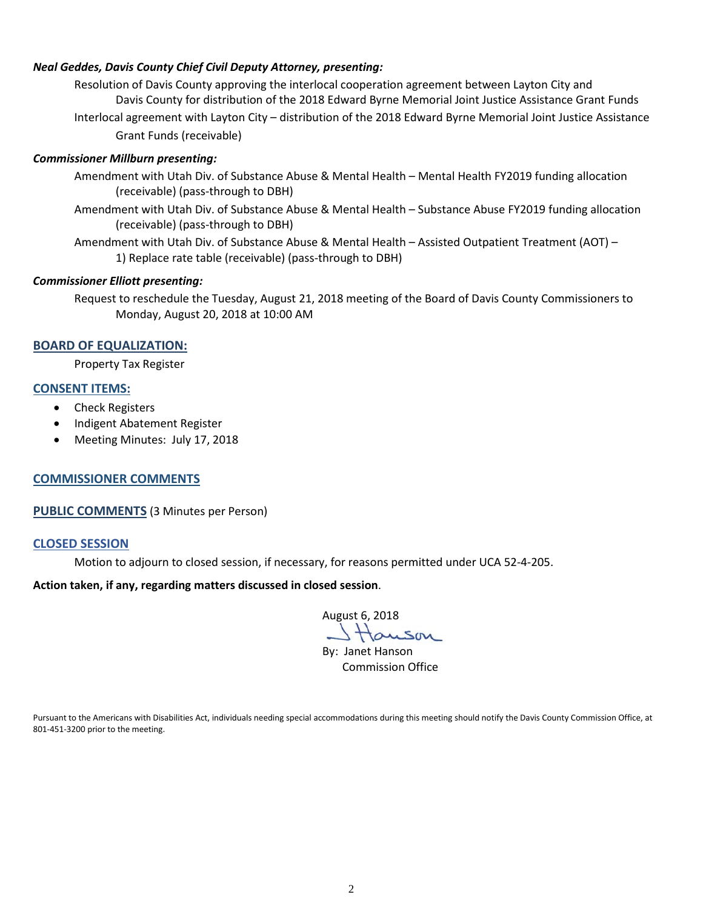***Neal Geddes, Davis County Chief Civil Deputy Attorney, presenting:***

Resolution of Davis County approving the interlocal cooperation agreement between Layton City and Davis County for distribution of the 2018 Edward Byrne Memorial Joint Justice Assistance Grant Funds

Interlocal agreement with Layton City – distribution of the 2018 Edward Byrne Memorial Joint Justice Assistance Grant Funds (receivable)

***Commissioner Millburn presenting:***

Amendment with Utah Div. of Substance Abuse & Mental Health – Mental Health FY2019 funding allocation (receivable) (pass-through to DBH)

Amendment with Utah Div. of Substance Abuse & Mental Health – Substance Abuse FY2019 funding allocation (receivable) (pass-through to DBH)

Amendment with Utah Div. of Substance Abuse & Mental Health – Assisted Outpatient Treatment (AOT) – 1) Replace rate table (receivable) (pass-through to DBH)

***Commissioner Elliott presenting:***

Request to reschedule the Tuesday, August 21, 2018 meeting of the Board of Davis County Commissioners to Monday, August 20, 2018 at 10:00 AM

## BOARD OF EQUALIZATION:

Property Tax Register

## CONSENT ITEMS:

- Check Registers
- Indigent Abatement Register
- Meeting Minutes: July 17, 2018

## COMMISSIONER COMMENTS

## PUBLIC COMMENTS (3 Minutes per Person)

## CLOSED SESSION

Motion to adjourn to closed session, if necessary, for reasons permitted under UCA 52-4-205.

**Action taken, if any, regarding matters discussed in closed session**.

August 6, 2018

J Hanson

By: Janet Hanson
Commission Office

Pursuant to the Americans with Disabilities Act, individuals needing special accommodations during this meeting should notify the Davis County Commission Office, at 801-451-3200 prior to the meeting.